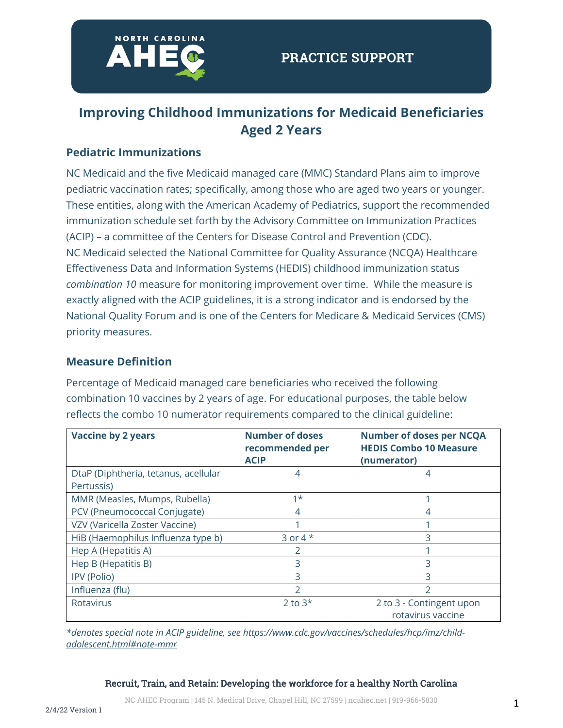# Improving Childhood Immunizations for Medicaid Beneficiaries Aged 2 Years

## Pediatric Immunizations

NC Medicaid and the five Medicaid managed care (MMC) Standard Plans aim to improve pediatric vaccination rates; specifically, among those who are aged two years or younger. These entities, along with the American Academy of Pediatrics, support the recommended immunization schedule set forth by the Advisory Committee on Immunization Practices (ACIP) – a committee of the Centers for Disease Control and Prevention (CDC). NC Medicaid selected the National Committee for Quality Assurance (NCQA) Healthcare Effectiveness Data and Information Systems (HEDIS) childhood immunization status *combination 10* measure for monitoring improvement over time. While the measure is exactly aligned with the ACIP guidelines, it is a strong indicator and is endorsed by the National Quality Forum and is one of the Centers for Medicare & Medicaid Services (CMS) priority measures.

## Measure Definition

Percentage of Medicaid managed care beneficiaries who received the following combination 10 vaccines by 2 years of age. For educational purposes, the table below reflects the combo 10 numerator requirements compared to the clinical guideline:

| Vaccine by 2 years | Number of doses recommended per ACIP | Number of doses per NCQA HEDIS Combo 10 Measure (numerator) |
|---|---|---|
| DtaP (Diphtheria, tetanus, acellular Pertussis) | 4 | 4 |
| MMR (Measles, Mumps, Rubella) | 1* | 1 |
| PCV (Pneumococcal Conjugate) | 4 | 4 |
| VZV (Varicella Zoster Vaccine) | 1 | 1 |
| HiB (Haemophilus Influenza type b) | 3 or 4 * | 3 |
| Hep A (Hepatitis A) | 2 | 1 |
| Hep B (Hepatitis B) | 3 | 3 |
| IPV (Polio) | 3 | 3 |
| Influenza (flu) | 2 | 2 |
| Rotavirus | 2 to 3* | 2 to 3 - Contingent upon rotavirus vaccine |

*\*denotes special note in ACIP guideline, see [https://www.cdc.gov/vaccines/schedules/hcp/imz/child-adolescent.html#note-mmr](https://www.cdc.gov/vaccines/schedules/hcp/imz/child-adolescent.html#note-mmr)*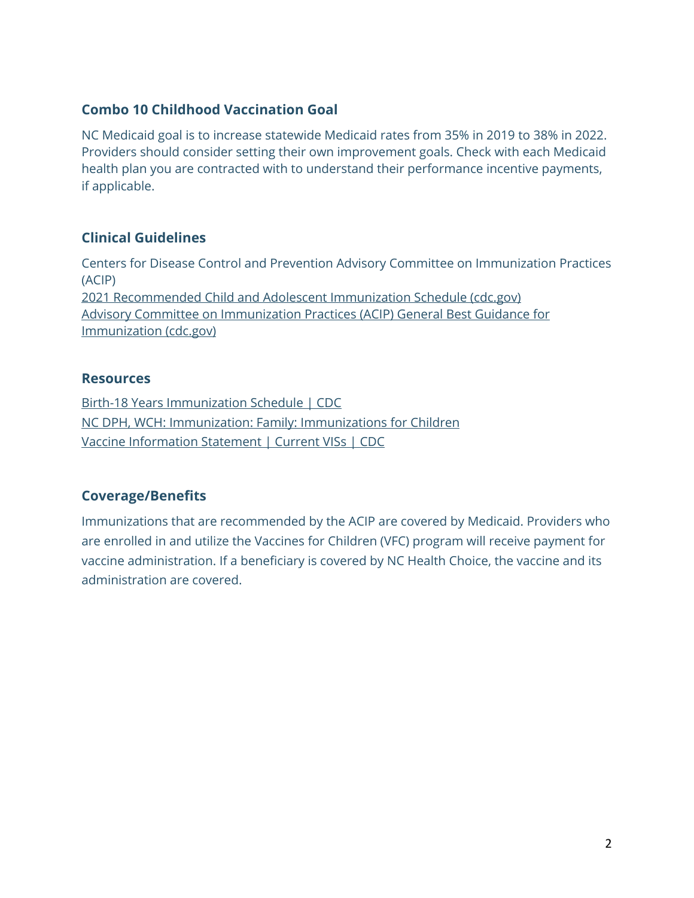## Combo 10 Childhood Vaccination Goal

NC Medicaid goal is to increase statewide Medicaid rates from 35% in 2019 to 38% in 2022. Providers should consider setting their own improvement goals. Check with each Medicaid health plan you are contracted with to understand their performance incentive payments, if applicable.

## Clinical Guidelines

Centers for Disease Control and Prevention Advisory Committee on Immunization Practices (ACIP)
2021 Recommended Child and Adolescent Immunization Schedule (cdc.gov)
Advisory Committee on Immunization Practices (ACIP) General Best Guidance for Immunization (cdc.gov)

## Resources

Birth-18 Years Immunization Schedule | CDC
NC DPH, WCH: Immunization: Family: Immunizations for Children
Vaccine Information Statement | Current VISs | CDC

## Coverage/Benefits

Immunizations that are recommended by the ACIP are covered by Medicaid. Providers who are enrolled in and utilize the Vaccines for Children (VFC) program will receive payment for vaccine administration. If a beneficiary is covered by NC Health Choice, the vaccine and its administration are covered.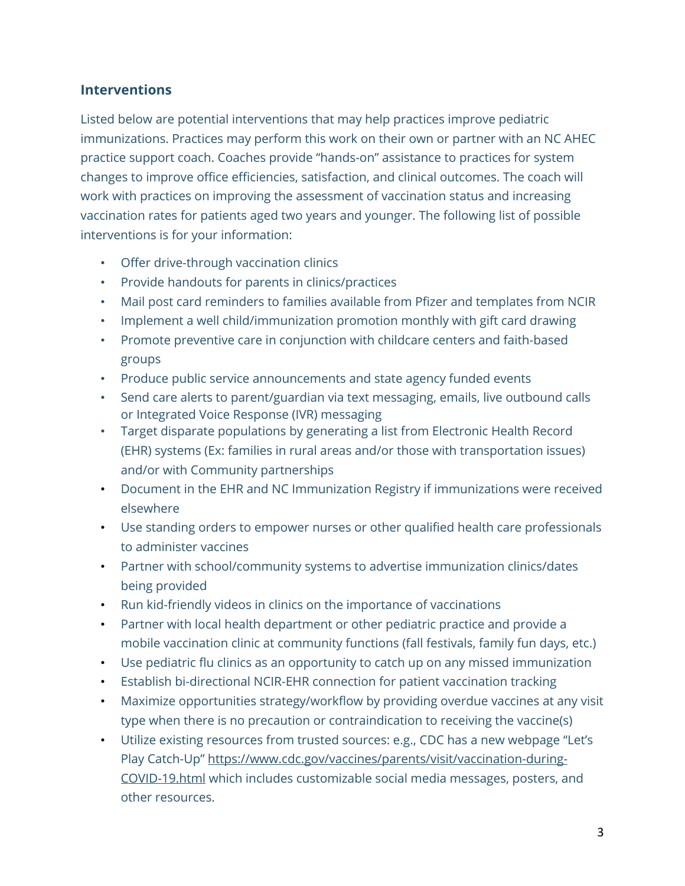## Interventions

Listed below are potential interventions that may help practices improve pediatric immunizations. Practices may perform this work on their own or partner with an NC AHEC practice support coach. Coaches provide "hands-on" assistance to practices for system changes to improve office efficiencies, satisfaction, and clinical outcomes. The coach will work with practices on improving the assessment of vaccination status and increasing vaccination rates for patients aged two years and younger. The following list of possible interventions is for your information:

- Offer drive-through vaccination clinics
- Provide handouts for parents in clinics/practices
- Mail post card reminders to families available from Pfizer and templates from NCIR
- Implement a well child/immunization promotion monthly with gift card drawing
- Promote preventive care in conjunction with childcare centers and faith-based groups
- Produce public service announcements and state agency funded events
- Send care alerts to parent/guardian via text messaging, emails, live outbound calls or Integrated Voice Response (IVR) messaging
- Target disparate populations by generating a list from Electronic Health Record (EHR) systems (Ex: families in rural areas and/or those with transportation issues) and/or with Community partnerships
- Document in the EHR and NC Immunization Registry if immunizations were received elsewhere
- Use standing orders to empower nurses or other qualified health care professionals to administer vaccines
- Partner with school/community systems to advertise immunization clinics/dates being provided
- Run kid-friendly videos in clinics on the importance of vaccinations
- Partner with local health department or other pediatric practice and provide a mobile vaccination clinic at community functions (fall festivals, family fun days, etc.)
- Use pediatric flu clinics as an opportunity to catch up on any missed immunization
- Establish bi-directional NCIR-EHR connection for patient vaccination tracking
- Maximize opportunities strategy/workflow by providing overdue vaccines at any visit type when there is no precaution or contraindication to receiving the vaccine(s)
- Utilize existing resources from trusted sources: e.g., CDC has a new webpage "Let's Play Catch-Up" https://www.cdc.gov/vaccines/parents/visit/vaccination-during-COVID-19.html which includes customizable social media messages, posters, and other resources.